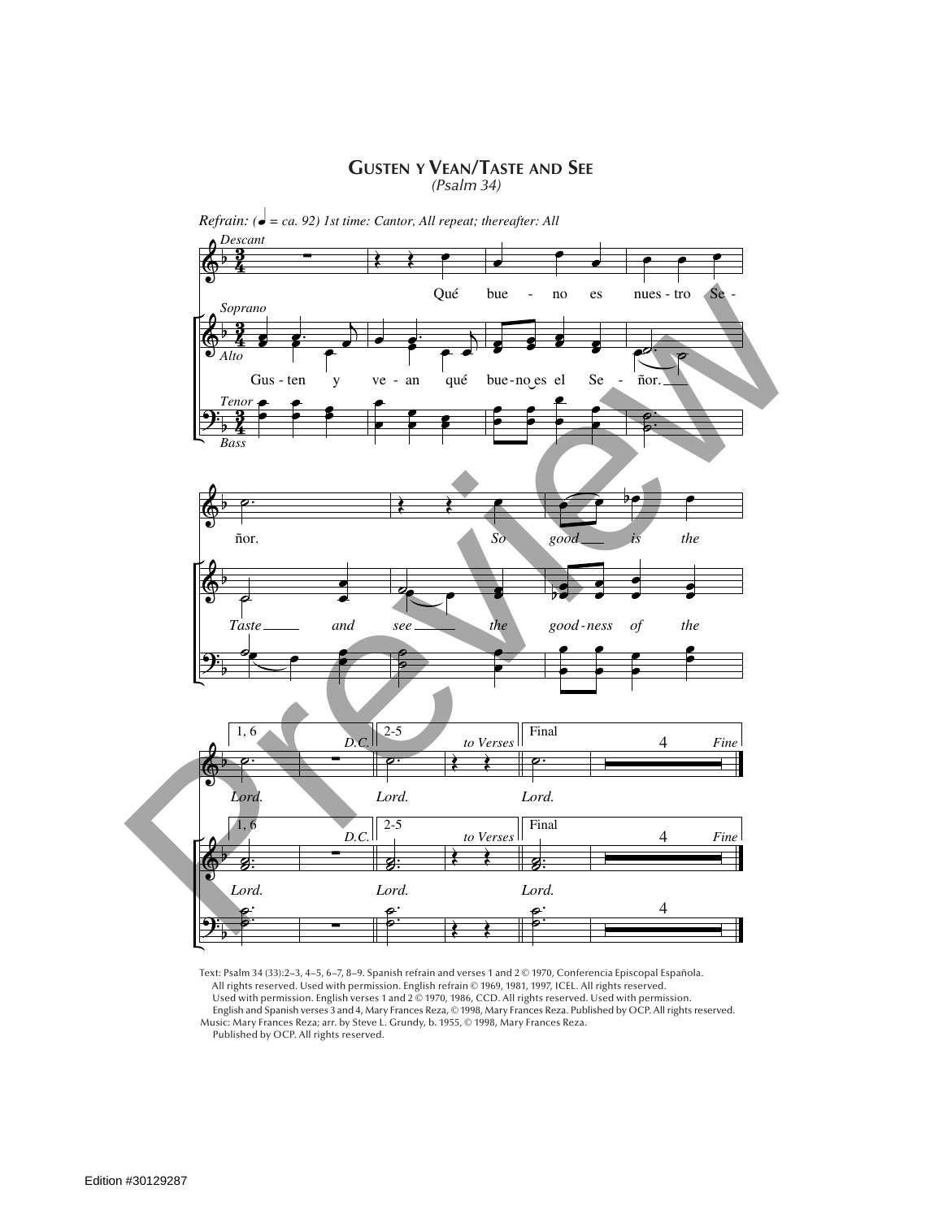# Gusten y Vean/Taste and See

*(Psalm 34)*

*Refrain: (♩ = ca. 92) 1st time: Cantor, All repeat; thereafter: All*

Descant: Qué bue - no es nues - tro Se - ñor. *So good is the Lord.*

Soprano/Alto: Gus - ten y ve - an qué bue-no es el Se - ñor. *Taste and see the good-ness of the Lord.*

Tenor/Bass

1, 6 D.C. | 2-5 to Verses | Final Fine

Text: Psalm 34 (33):2–3, 4–5, 6–7, 8–9. Spanish refrain and verses 1 and 2 © 1970, Conferencia Episcopal Española. All rights reserved. Used with permission. English refrain © 1969, 1981, 1997, ICEL. All rights reserved. Used with permission. English verses 1 and 2 © 1970, 1986, CCD. All rights reserved. Used with permission. English and Spanish verses 3 and 4, Mary Frances Reza, © 1998, Mary Frances Reza. Published by OCP. All rights reserved.
Music: Mary Frances Reza; arr. by Steve L. Grundy, b. 1955, © 1998, Mary Frances Reza. Published by OCP. All rights reserved.

Edition #30129287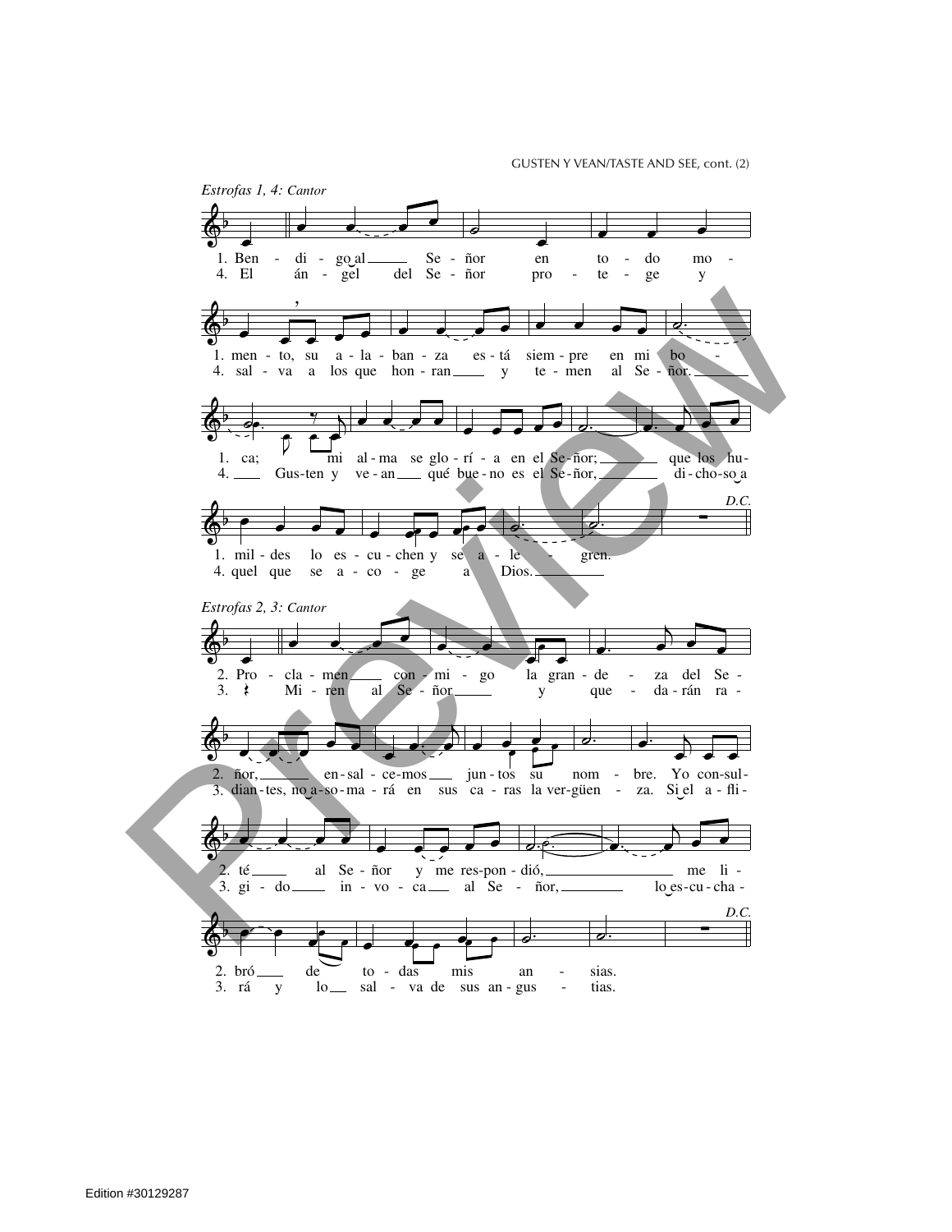*Estrofas 1, 4: Cantor*

1. Ben - di - go al Se - ñor en to - do mo -
4. El án - gel del Se - ñor pro - te - ge y

1. men - to, su a - la - ban - za es - tá siem - pre en mi bo -
4. sal - va a los que hon - ran y te - men al Se - ñor.

1. ca; mi al - ma se glo - rí - a en el Se - ñor; que los hu -
4. Gus - ten y ve - an qué bue - no es el Se - ñor, di - cho - so a

1. mil - des lo es - cu - chen y se a - le - gren.
4. quel que se a - co - ge a Dios.

*D.C.*

*Estrofas 2, 3: Cantor*

2. Pro - cla - men con - mi - go la gran - de - za del Se -
3. Mi - ren al Se - ñor y que - da - rán ra -

2. ñor, en - sal - ce - mos jun - tos su nom - bre. Yo con - sul -
3. dian - tes, no a - so - ma - rá en sus ca - ras la ver - güen - za. Si el a - fli -

2. té al Se - ñor y me res - pon - dió, me li -
3. gi - do in - vo - ca al Se - ñor, lo es - cu - cha -

2. bró de to - das mis an - sias.
3. rá y lo sal - va de sus an - gus - tias.

*D.C.*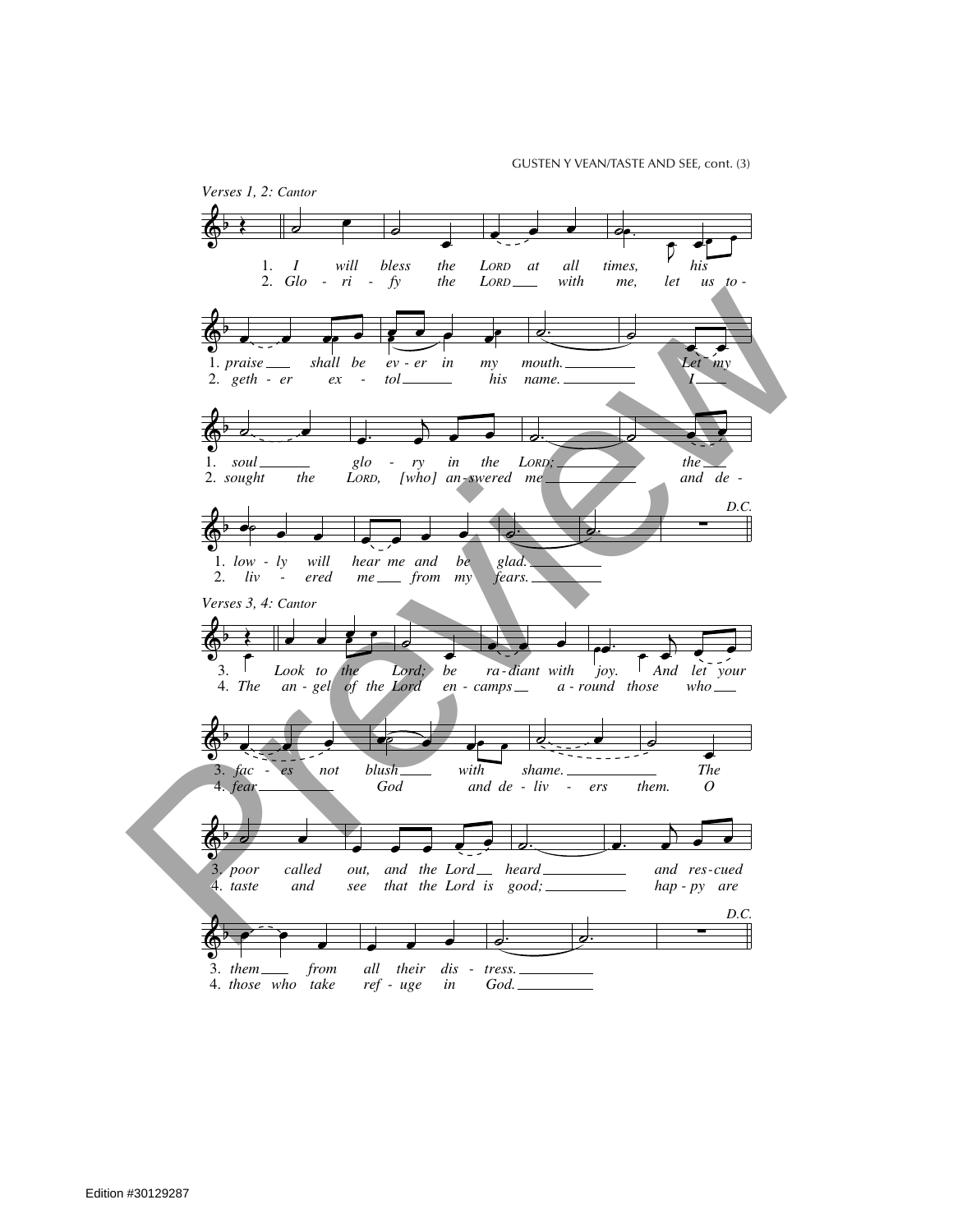*Verses 1, 2: Cantor*

1. *I will bless the* Lord *at all times, his praise shall be ev - er in my mouth. Let my soul glo - ry in the* Lord*; the low - ly will hear me and be glad.*

2. *Glo - ri - fy the* Lord *with me, let us to - geth - er ex - tol his name. I sought the* Lord*, [who] an - swered me and de - liv - ered me from my fears.*

*D.C.*

*Verses 3, 4: Cantor*

3. *Look to the Lord; be ra - diant with joy. And let your fac - es not blush with shame. The poor called out, and the Lord heard and res - cued them from all their dis - tress.*

4. *The an - gel of the Lord en - camps a - round those who fear God and de - liv - ers them. O taste and see that the Lord is good; hap - py are those who take ref - uge in God.*

*D.C.*

Edition #30129287